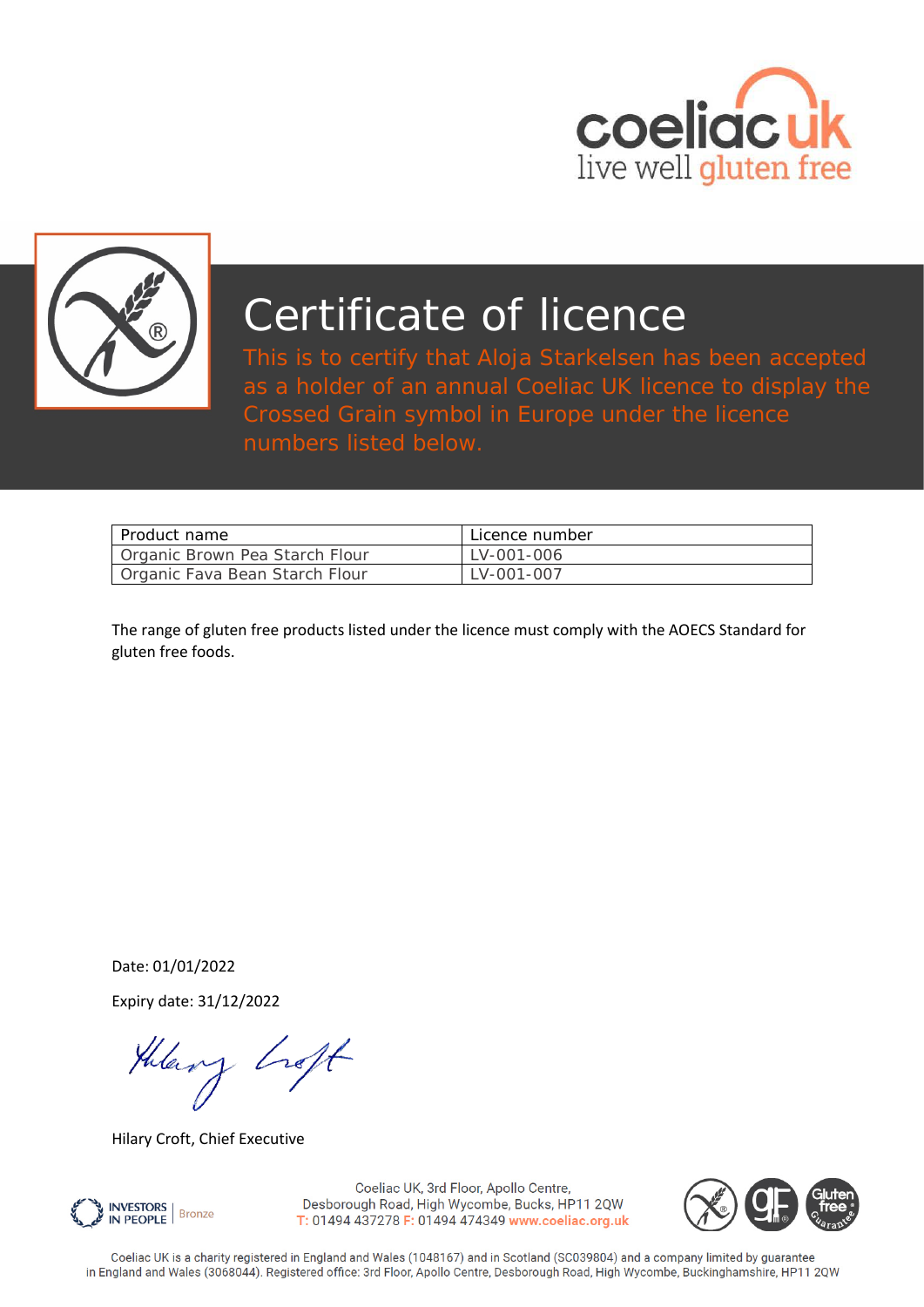coeliac uk
live well gluten free

# Certificate of licence

This is to certify that Aloja Starkelsen has been accepted as a holder of an annual Coeliac UK licence to display the Crossed Grain symbol in Europe under the licence numbers listed below.

| Product name | Licence number |
| --- | --- |
| Organic Brown Pea Starch Flour | LV-001-006 |
| Organic Fava Bean Starch Flour | LV-001-007 |

The range of gluten free products listed under the licence must comply with the AOECS Standard for gluten free foods.

Date: 01/01/2022

Expiry date: 31/12/2022

Hilary Croft, Chief Executive

INVESTORS IN PEOPLE | Bronze

Coeliac UK, 3rd Floor, Apollo Centre,
Desborough Road, High Wycombe, Bucks, HP11 2QW
T: 01494 437278 F: 01494 474349 www.coeliac.org.uk

Coeliac UK is a charity registered in England and Wales (1048167) and in Scotland (SC039804) and a company limited by guarantee in England and Wales (3068044). Registered office: 3rd Floor, Apollo Centre, Desborough Road, High Wycombe, Buckinghamshire, HP11 2QW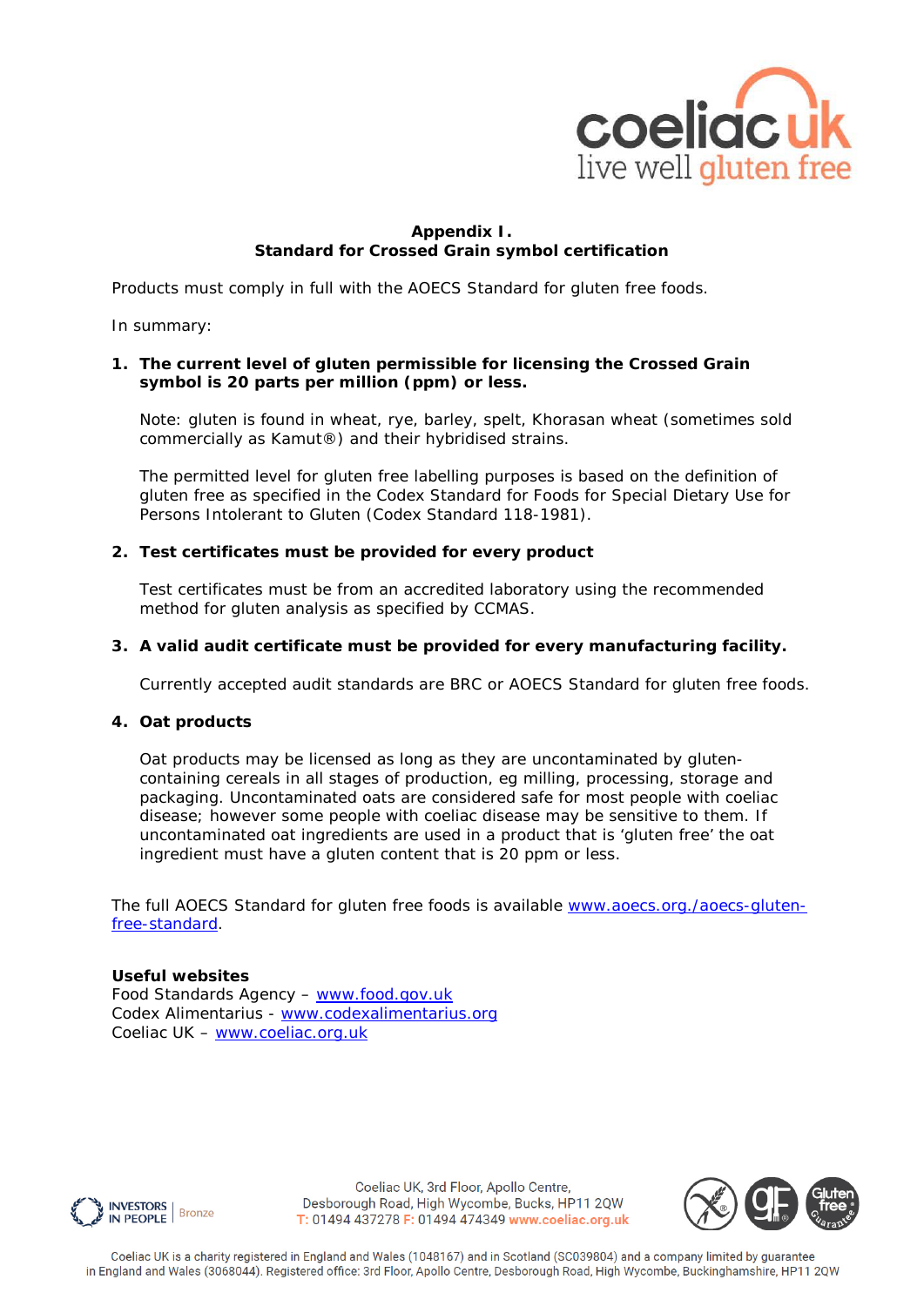## Appendix I.
## Standard for Crossed Grain symbol certification

Products must comply in full with the AOECS Standard for gluten free foods.

In summary:

1. **The current level of gluten permissible for licensing the Crossed Grain symbol is 20 parts per million (ppm) or less.**

   Note: gluten is found in wheat, rye, barley, spelt, Khorasan wheat (sometimes sold commercially as Kamut®) and their hybridised strains.

   The permitted level for gluten free labelling purposes is based on the definition of gluten free as specified in the Codex Standard for Foods for Special Dietary Use for Persons Intolerant to Gluten (Codex Standard 118-1981).

2. **Test certificates must be provided for every product**

   Test certificates must be from an accredited laboratory using the recommended method for gluten analysis as specified by CCMAS.

3. **A valid audit certificate must be provided for every manufacturing facility.**

   Currently accepted audit standards are BRC or AOECS Standard for gluten free foods.

4. **Oat products**

   Oat products may be licensed as long as they are uncontaminated by gluten-containing cereals in all stages of production, eg milling, processing, storage and packaging. Uncontaminated oats are considered safe for most people with coeliac disease; however some people with coeliac disease may be sensitive to them. If uncontaminated oat ingredients are used in a product that is 'gluten free' the oat ingredient must have a gluten content that is 20 ppm or less.

The full AOECS Standard for gluten free foods is available www.aoecs.org./aoecs-gluten-free-standard.

**Useful websites**
Food Standards Agency – www.food.gov.uk
Codex Alimentarius - www.codexalimentarius.org
Coeliac UK – www.coeliac.org.uk